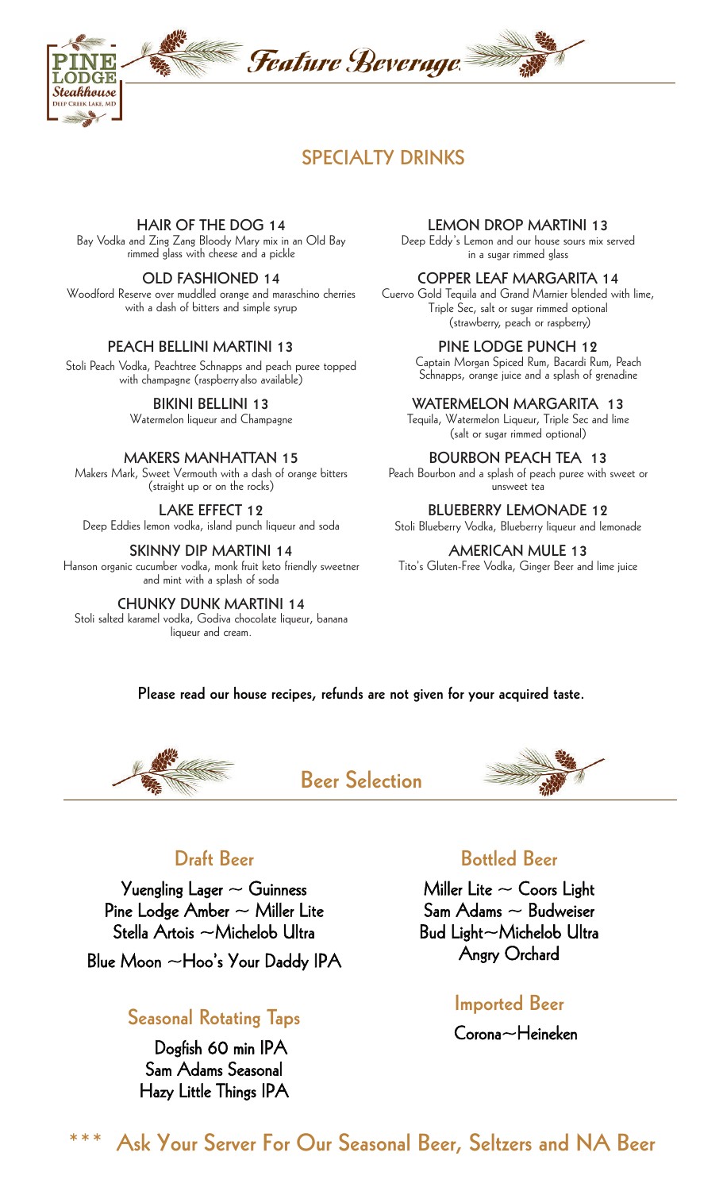# Feature Beverage

PINE LODGE Steakhouse
Deep Creek Lake, MD

## SPECIALTY DRINKS

**HAIR OF THE DOG 14**
Bay Vodka and Zing Zang Bloody Mary mix in an Old Bay rimmed glass with cheese and a pickle

**OLD FASHIONED 14**
Woodford Reserve over muddled orange and maraschino cherries with a dash of bitters and simple syrup

**PEACH BELLINI MARTINI 13**
Stoli Peach Vodka, Peachtree Schnapps and peach puree topped with champagne (raspberry also available)

**BIKINI BELLINI 13**
Watermelon liqueur and Champagne

**MAKERS MANHATTAN 15**
Makers Mark, Sweet Vermouth with a dash of orange bitters (straight up or on the rocks)

**LAKE EFFECT 12**
Deep Eddies lemon vodka, island punch liqueur and soda

**SKINNY DIP MARTINI 14**
Hanson organic cucumber vodka, monk fruit keto friendly sweetner and mint with a splash of soda

**CHUNKY DUNK MARTINI 14**
Stoli salted karamel vodka, Godiva chocolate liqueur, banana liqueur and cream.

**LEMON DROP MARTINI 13**
Deep Eddy's Lemon and our house sours mix served in a sugar rimmed glass

**COPPER LEAF MARGARITA 14**
Cuervo Gold Tequila and Grand Marnier blended with lime, Triple Sec, salt or sugar rimmed optional (strawberry, peach or raspberry)

**PINE LODGE PUNCH 12**
Captain Morgan Spiced Rum, Bacardi Rum, Peach Schnapps, orange juice and a splash of grenadine

**WATERMELON MARGARITA 13**
Tequila, Watermelon Liqueur, Triple Sec and lime (salt or sugar rimmed optional)

**BOURBON PEACH TEA 13**
Peach Bourbon and a splash of peach puree with sweet or unsweet tea

**BLUEBERRY LEMONADE 12**
Stoli Blueberry Vodka, Blueberry liqueur and lemonade

**AMERICAN MULE 13**
Tito's Gluten-Free Vodka, Ginger Beer and lime juice

**Please read our house recipes, refunds are not given for your acquired taste.**

## Beer Selection

### Draft Beer

Yuengling Lager ~ Guinness
Pine Lodge Amber ~ Miller Lite
Stella Artois ~Michelob Ultra
Blue Moon ~Hoo's Your Daddy IPA

### Seasonal Rotating Taps

Dogfish 60 min IPA
Sam Adams Seasonal
Hazy Little Things IPA

### Bottled Beer

Miller Lite ~ Coors Light
Sam Adams ~ Budweiser
Bud Light~Michelob Ultra
Angry Orchard

### Imported Beer

Corona~Heineken

**\*\*\* Ask Your Server For Our Seasonal Beer, Seltzers and NA Beer**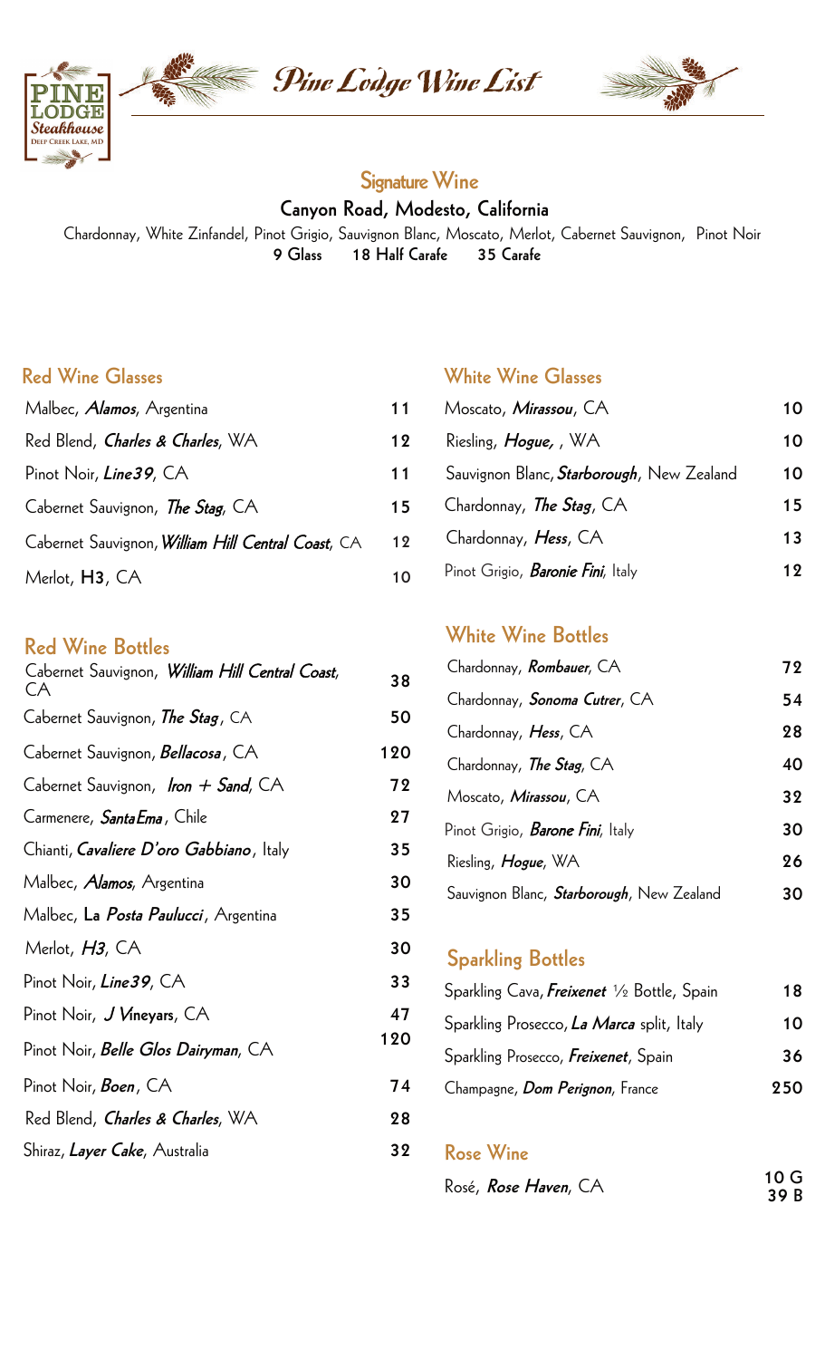# Pine Lodge Wine List

PINE LODGE Steakhouse
DEEP CREEK LAKE, MD

## Signature Wine

**Canyon Road, Modesto, California**

Chardonnay, White Zinfandel, Pinot Grigio, Sauvignon Blanc, Moscato, Merlot, Cabernet Sauvignon, Pinot Noir

**9 Glass 18 Half Carafe 35 Carafe**

## Red Wine Glasses

| | |
|---|---|
| Malbec, ***Alamos***, Argentina | 11 |
| Red Blend, ***Charles & Charles***, WA | 12 |
| Pinot Noir, ***Line39***, CA | 11 |
| Cabernet Sauvignon, ***The Stag***, CA | 15 |
| Cabernet Sauvignon, ***William Hill Central Coast***, CA | 12 |
| Merlot, **H3**, CA | 10 |

## Red Wine Bottles

| | |
|---|---|
| Cabernet Sauvignon, ***William Hill Central Coast***, CA | 38 |
| Cabernet Sauvignon, ***The Stag***, CA | 50 |
| Cabernet Sauvignon, ***Bellacosa***, CA | 120 |
| Cabernet Sauvignon, ***Iron + Sand***, CA | 72 |
| Carmenere, ***SantaEma***, Chile | 27 |
| Chianti, ***Cavaliere D'oro Gabbiano***, Italy | 35 |
| Malbec, ***Alamos***, Argentina | 30 |
| Malbec, **La *Posta Paulucci***, Argentina | 35 |
| Merlot, ***H3***, CA | 30 |
| Pinot Noir, ***Line39***, CA | 33 |
| Pinot Noir, ***J Vineyars***, CA | 47 |
| Pinot Noir, ***Belle Glos Dairyman***, CA | 120 |
| Pinot Noir, ***Boen***, CA | 74 |
| Red Blend, ***Charles & Charles***, WA | 28 |
| Shiraz, ***Layer Cake***, Australia | 32 |

## White Wine Glasses

| | |
|---|---|
| Moscato, ***Mirassou***, CA | 10 |
| Riesling, ***Hogue,*** , WA | 10 |
| Sauvignon Blanc, ***Starborough***, New Zealand | 10 |
| Chardonnay, ***The Stag***, CA | 15 |
| Chardonnay, ***Hess***, CA | 13 |
| Pinot Grigio, ***Baronie Fini***, Italy | 12 |

## White Wine Bottles

| | |
|---|---|
| Chardonnay, ***Rombauer***, CA | 72 |
| Chardonnay, ***Sonoma Cutrer***, CA | 54 |
| Chardonnay, ***Hess***, CA | 28 |
| Chardonnay, ***The Stag***, CA | 40 |
| Moscato, ***Mirassou***, CA | 32 |
| Pinot Grigio, ***Barone Fini***, Italy | 30 |
| Riesling, ***Hogue***, WA | 26 |
| Sauvignon Blanc, ***Starborough***, New Zealand | 30 |

## Sparkling Bottles

| | |
|---|---|
| Sparkling Cava, ***Freixenet*** ½ Bottle, Spain | 18 |
| Sparkling Prosecco, ***La Marca*** split, Italy | 10 |
| Sparkling Prosecco, ***Freixenet***, Spain | 36 |
| Champagne, ***Dom Perignon***, France | 250 |

## Rose Wine

| | |
|---|---|
| Rosé, ***Rose Haven***, CA | 10 G<br>39 B |